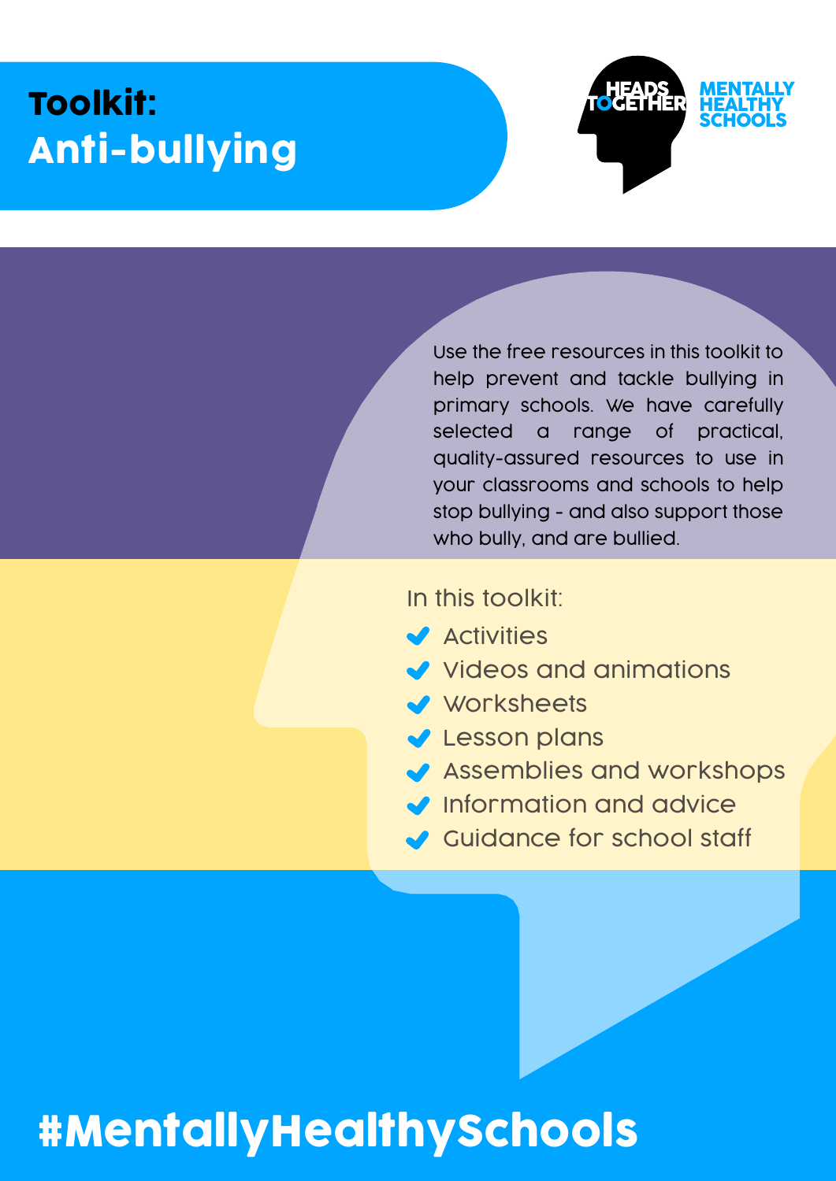# Toolkit: Anti-bullying

HEADS TOGETHER MENTALLY HEALTHY SCHOOLS

Use the free resources in this toolkit to help prevent and tackle bullying in primary schools. We have carefully selected a range of practical, quality-assured resources to use in your classrooms and schools to help stop bullying - and also support those who bully, and are bullied.

In this toolkit:

- Activities
- Videos and animations
- Worksheets
- Lesson plans
- Assemblies and workshops
- Information and advice
- Guidance for school staff

#MentallyHealthySchools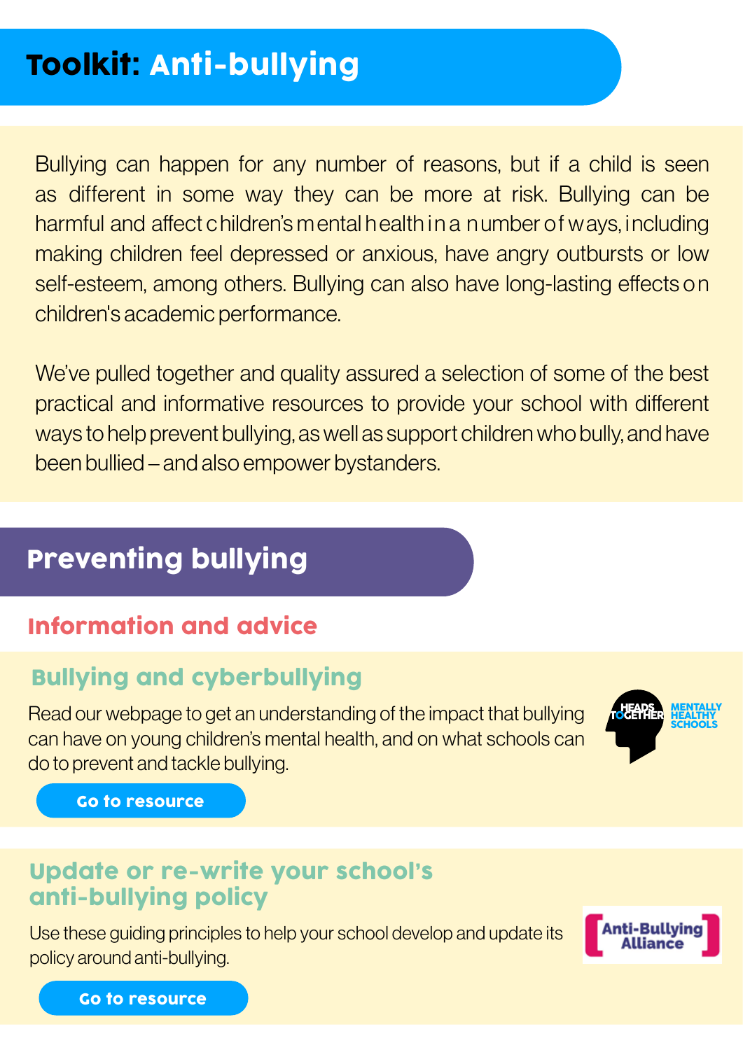# Toolkit: Anti-bullying

Bullying can happen for any number of reasons, but if a child is seen as different in some way they can be more at risk. Bullying can be harmful and affect children's mental health in a number of ways, including making children feel depressed or anxious, have angry outbursts or low self-esteem, among others. Bullying can also have long-lasting effects on children's academic performance.

We've pulled together and quality assured a selection of some of the best practical and informative resources to provide your school with different ways to help prevent bullying, as well as support children who bully, and have been bullied – and also empower bystanders.

## Preventing bullying

### Information and advice

#### Bullying and cyberbullying

Read our webpage to get an understanding of the impact that bullying can have on young children's mental health, and on what schools can do to prevent and tackle bullying.

Go to resource

#### Update or re-write your school's anti-bullying policy

Use these guiding principles to help your school develop and update its policy around anti-bullying.

Go to resource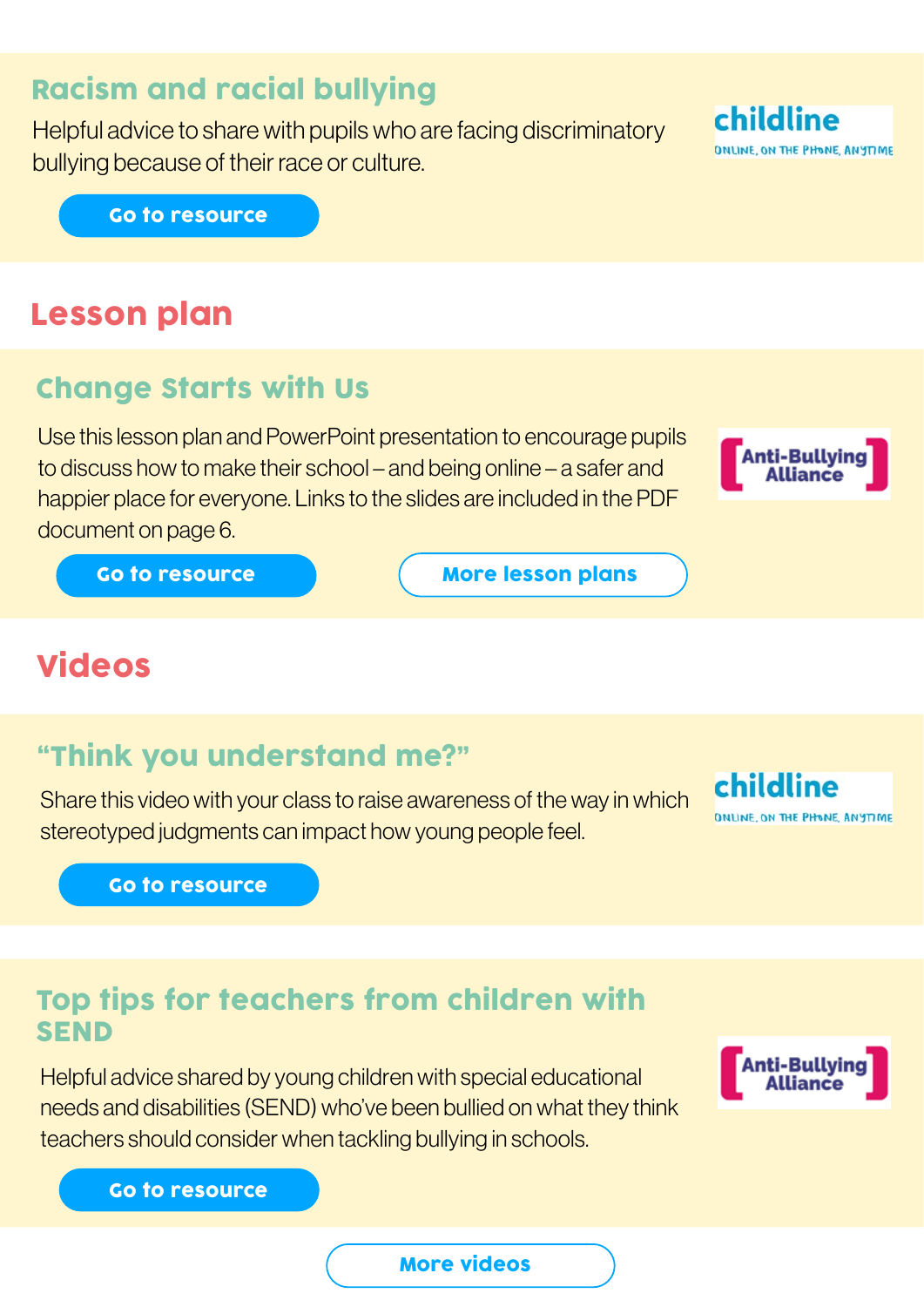### Racism and racial bullying

Helpful advice to share with pupils who are facing discriminatory bullying because of their race or culture.

childline
ONLINE, ON THE PHONE, ANYTIME

Go to resource

## Lesson plan

### Change Starts with Us

Use this lesson plan and PowerPoint presentation to encourage pupils to discuss how to make their school – and being online – a safer and happier place for everyone. Links to the slides are included in the PDF document on page 6.

[Anti-Bullying Alliance]

Go to resource

More lesson plans

## Videos

### "Think you understand me?"

Share this video with your class to raise awareness of the way in which stereotyped judgments can impact how young people feel.

childline
ONLINE, ON THE PHONE, ANYTIME

Go to resource

### Top tips for teachers from children with SEND

Helpful advice shared by young children with special educational needs and disabilities (SEND) who've been bullied on what they think teachers should consider when tackling bullying in schools.

[Anti-Bullying Alliance]

Go to resource

More videos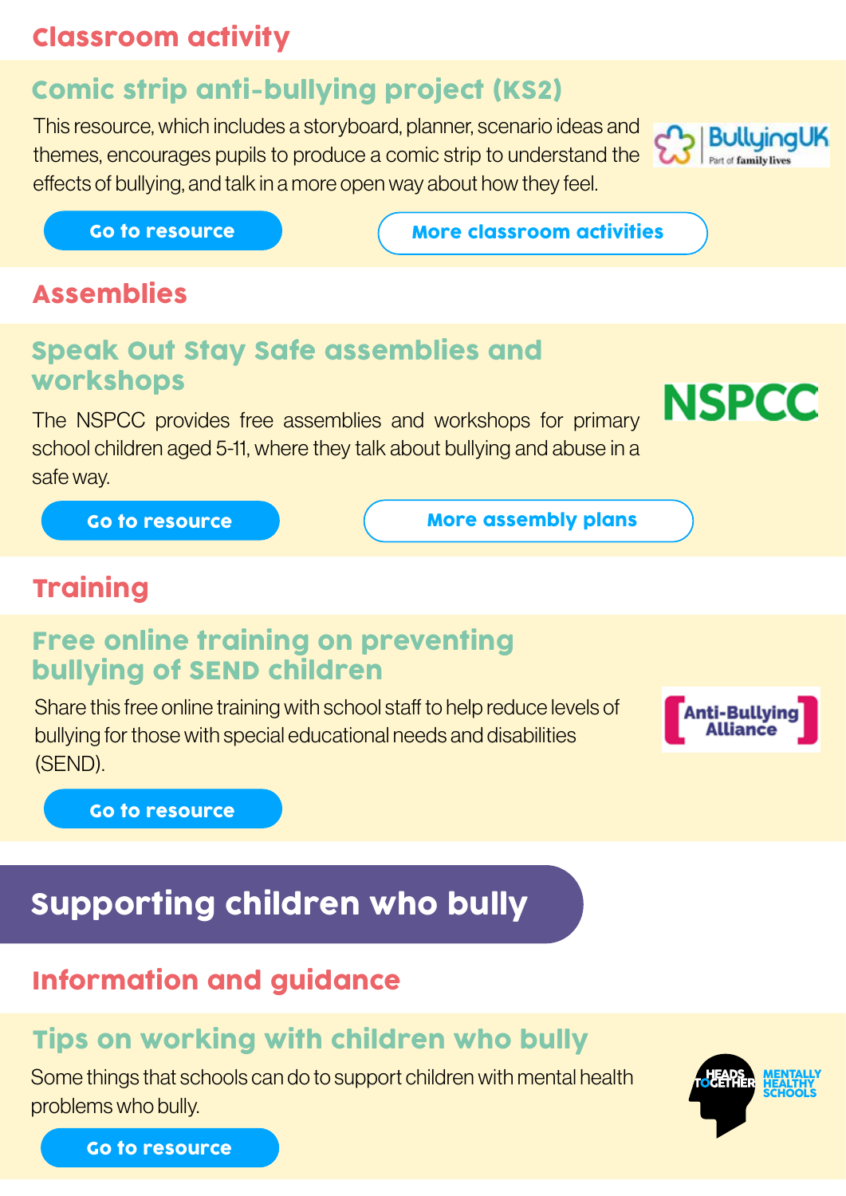## Classroom activity

### Comic strip anti-bullying project (KS2)

This resource, which includes a storyboard, planner, scenario ideas and themes, encourages pupils to produce a comic strip to understand the effects of bullying, and talk in a more open way about how they feel.

BullyingUK Part of family lives

Go to resource

More classroom activities

## Assemblies

### Speak Out Stay Safe assemblies and workshops

The NSPCC provides free assemblies and workshops for primary school children aged 5-11, where they talk about bullying and abuse in a safe way.

NSPCC

Go to resource

More assembly plans

## Training

### Free online training on preventing bullying of SEND children

Share this free online training with school staff to help reduce levels of bullying for those with special educational needs and disabilities (SEND).

Anti-Bullying Alliance

Go to resource

# Supporting children who bully

## Information and guidance

### Tips on working with children who bully

Some things that schools can do to support children with mental health problems who bully.

Heads Together Mentally Healthy Schools

Go to resource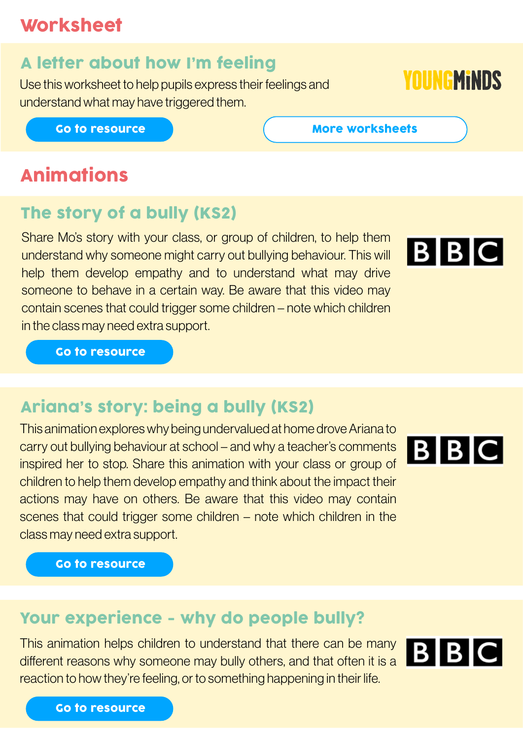## Worksheet

### A letter about how I'm feeling

Use this worksheet to help pupils express their feelings and understand what may have triggered them.

Go to resource

More worksheets

## Animations

### The story of a bully (KS2)

Share Mo's story with your class, or group of children, to help them understand why someone might carry out bullying behaviour. This will help them develop empathy and to understand what may drive someone to behave in a certain way. Be aware that this video may contain scenes that could trigger some children – note which children in the class may need extra support.

Go to resource

### Ariana's story: being a bully (KS2)

This animation explores why being undervalued at home drove Ariana to carry out bullying behaviour at school – and why a teacher's comments inspired her to stop. Share this animation with your class or group of children to help them develop empathy and think about the impact their actions may have on others. Be aware that this video may contain scenes that could trigger some children – note which children in the class may need extra support.

Go to resource

### Your experience - why do people bully?

This animation helps children to understand that there can be many different reasons why someone may bully others, and that often it is a reaction to how they're feeling, or to something happening in their life.

Go to resource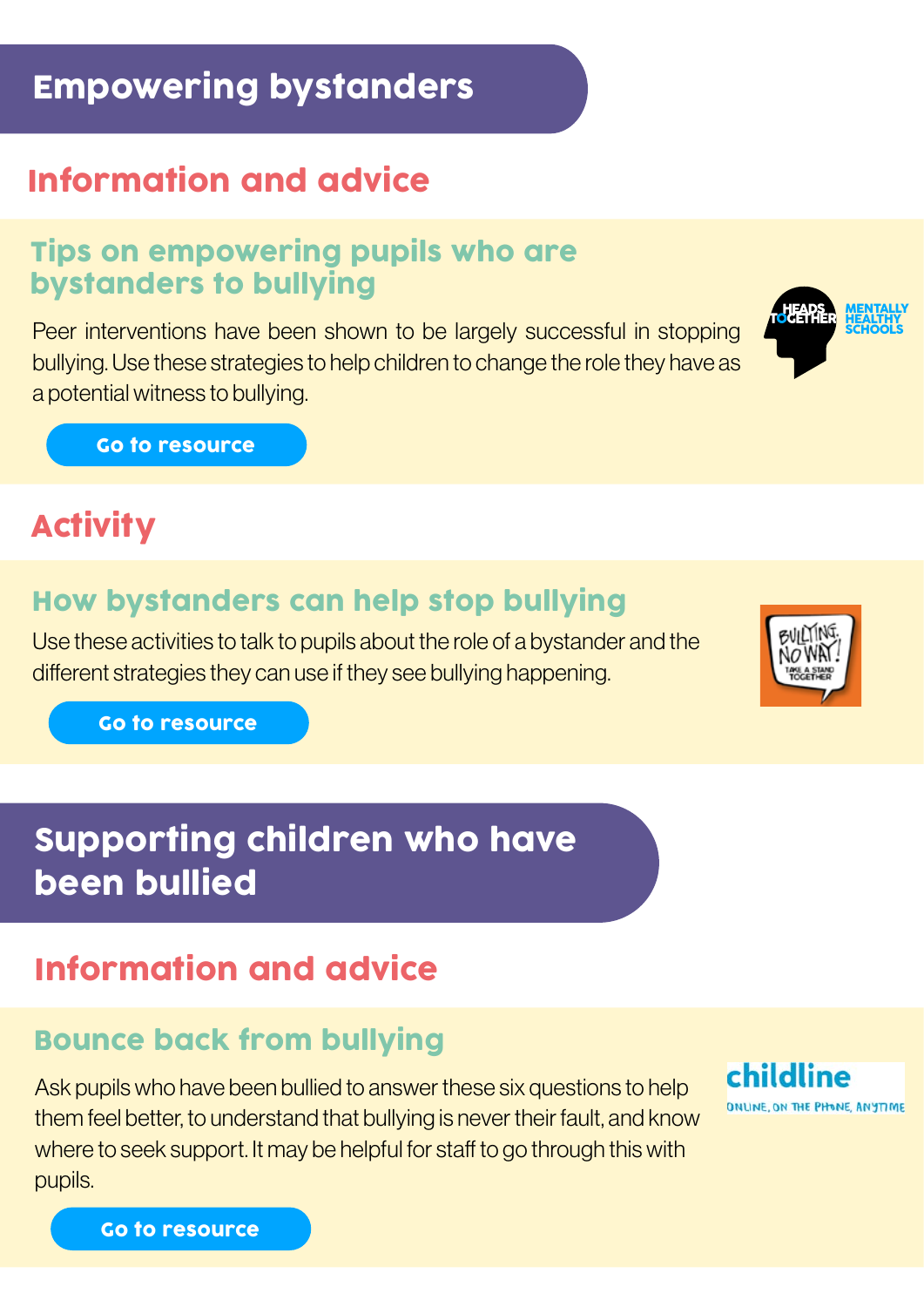## Empowering bystanders

### Information and advice

#### Tips on empowering pupils who are bystanders to bullying

Peer interventions have been shown to be largely successful in stopping bullying. Use these strategies to help children to change the role they have as a potential witness to bullying.

Go to resource

### Activity

#### How bystanders can help stop bullying

Use these activities to talk to pupils about the role of a bystander and the different strategies they can use if they see bullying happening.

Go to resource

## Supporting children who have been bullied

### Information and advice

#### Bounce back from bullying

Ask pupils who have been bullied to answer these six questions to help them feel better, to understand that bullying is never their fault, and know where to seek support. It may be helpful for staff to go through this with pupils.

Go to resource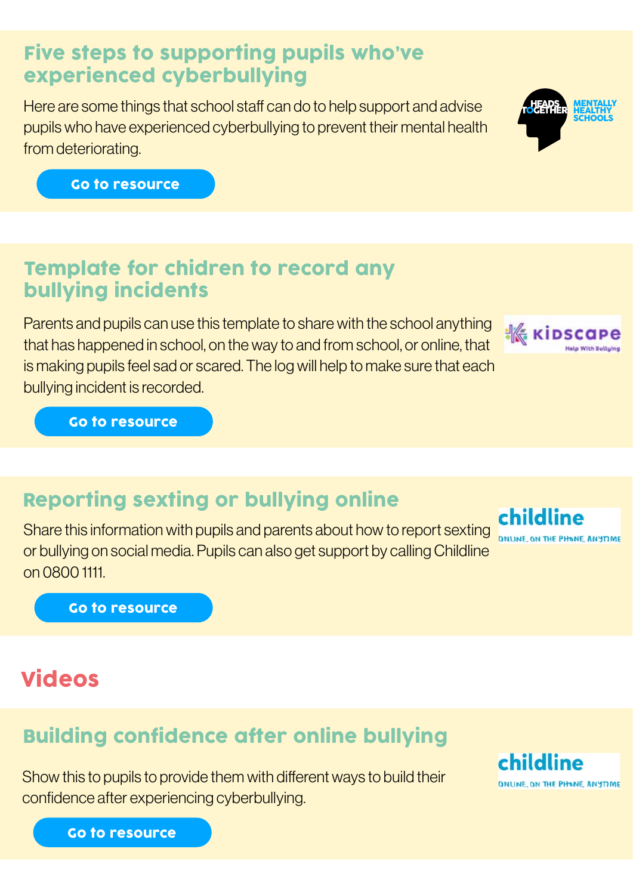## Five steps to supporting pupils who've experienced cyberbullying

Here are some things that school staff can do to help support and advise pupils who have experienced cyberbullying to prevent their mental health from deteriorating.

Go to resource

## Template for chidren to record any bullying incidents

Parents and pupils can use this template to share with the school anything that has happened in school, on the way to and from school, or online, that is making pupils feel sad or scared. The log will help to make sure that each bullying incident is recorded.

Go to resource

## Reporting sexting or bullying online

Share this information with pupils and parents about how to report sexting or bullying on social media. Pupils can also get support by calling Childline on 0800 1111.

Go to resource

# Videos

## Building confidence after online bullying

Show this to pupils to provide them with different ways to build their confidence after experiencing cyberbullying.

Go to resource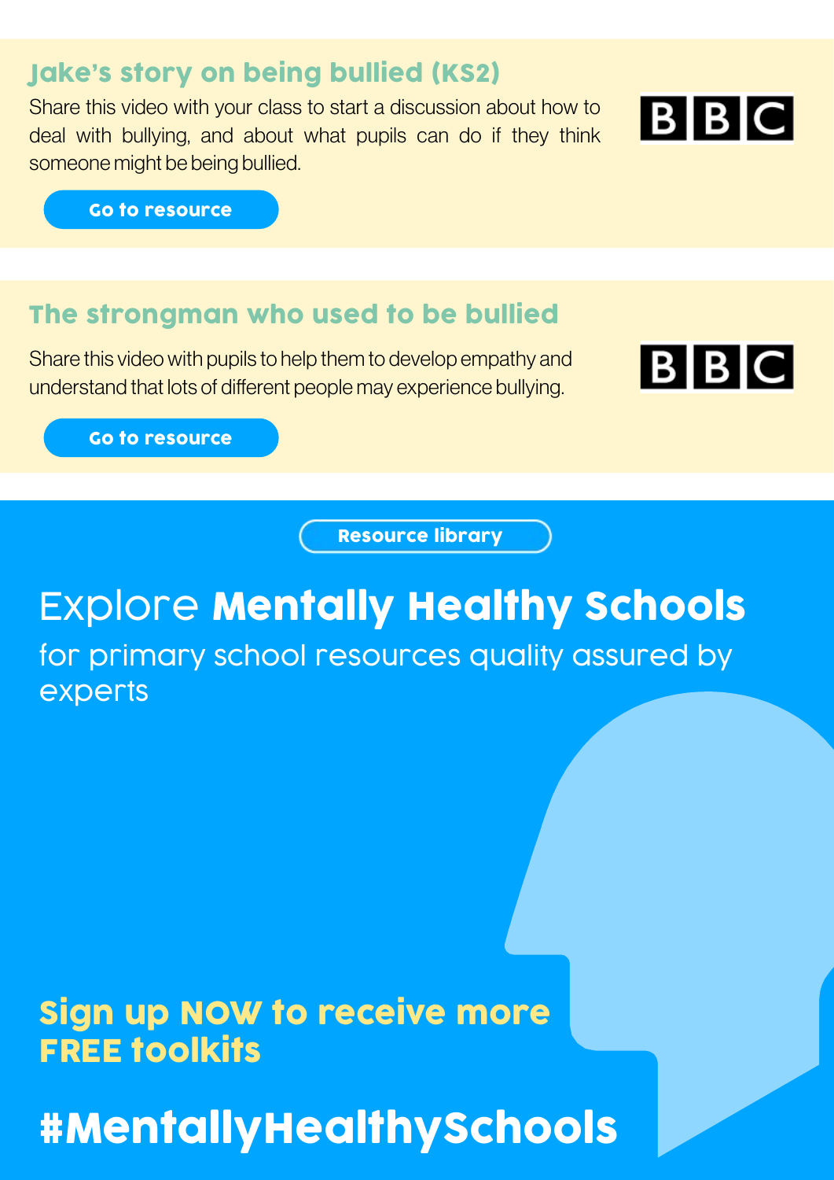### Jake's story on being bullied (KS2)

Share this video with your class to start a discussion about how to deal with bullying, and about what pupils can do if they think someone might be being bullied.

Go to resource

### The strongman who used to be bullied

Share this video with pupils to help them to develop empathy and understand that lots of different people may experience bullying.

Go to resource

Resource library

## Explore **Mentally Healthy Schools**

for primary school resources quality assured by experts

**Sign up NOW to receive more FREE toolkits**

**#MentallyHealthySchools**